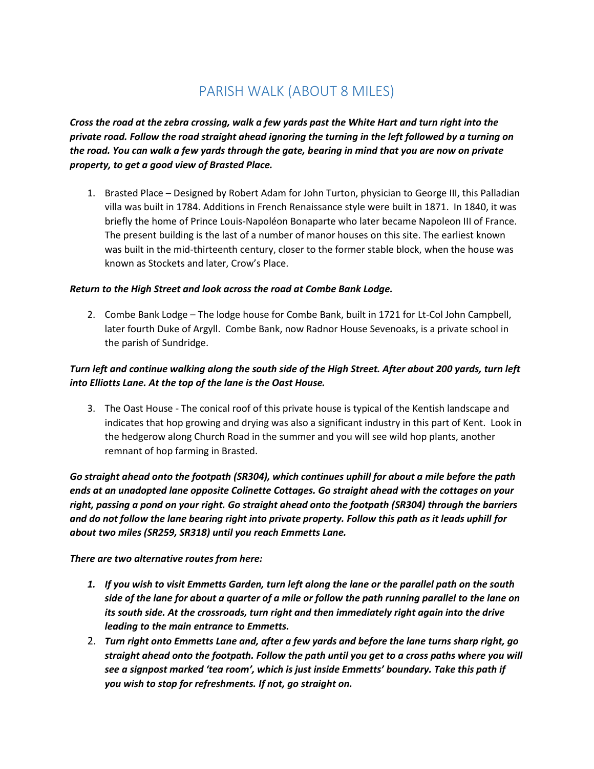# PARISH WALK (ABOUT 8 MILES)

***Cross the road at the zebra crossing, walk a few yards past the White Hart and turn right into the private road. Follow the road straight ahead ignoring the turning in the left followed by a turning on the road. You can walk a few yards through the gate, bearing in mind that you are now on private property, to get a good view of Brasted Place.***

1. Brasted Place – Designed by Robert Adam for John Turton, physician to George III, this Palladian villa was built in 1784. Additions in French Renaissance style were built in 1871. In 1840, it was briefly the home of Prince Louis-Napoléon Bonaparte who later became Napoleon III of France. The present building is the last of a number of manor houses on this site. The earliest known was built in the mid-thirteenth century, closer to the former stable block, when the house was known as Stockets and later, Crow's Place.

***Return to the High Street and look across the road at Combe Bank Lodge.***

2. Combe Bank Lodge – The lodge house for Combe Bank, built in 1721 for Lt-Col John Campbell, later fourth Duke of Argyll. Combe Bank, now Radnor House Sevenoaks, is a private school in the parish of Sundridge.

***Turn left and continue walking along the south side of the High Street. After about 200 yards, turn left into Elliotts Lane. At the top of the lane is the Oast House.***

3. The Oast House - The conical roof of this private house is typical of the Kentish landscape and indicates that hop growing and drying was also a significant industry in this part of Kent. Look in the hedgerow along Church Road in the summer and you will see wild hop plants, another remnant of hop farming in Brasted.

***Go straight ahead onto the footpath (SR304), which continues uphill for about a mile before the path ends at an unadopted lane opposite Colinette Cottages. Go straight ahead with the cottages on your right, passing a pond on your right. Go straight ahead onto the footpath (SR304) through the barriers and do not follow the lane bearing right into private property. Follow this path as it leads uphill for about two miles (SR259, SR318) until you reach Emmetts Lane.***

***There are two alternative routes from here:***

1. ***If you wish to visit Emmetts Garden, turn left along the lane or the parallel path on the south side of the lane for about a quarter of a mile or follow the path running parallel to the lane on its south side. At the crossroads, turn right and then immediately right again into the drive leading to the main entrance to Emmetts.***
2. ***Turn right onto Emmetts Lane and, after a few yards and before the lane turns sharp right, go straight ahead onto the footpath. Follow the path until you get to a cross paths where you will see a signpost marked 'tea room', which is just inside Emmetts' boundary. Take this path if you wish to stop for refreshments. If not, go straight on.***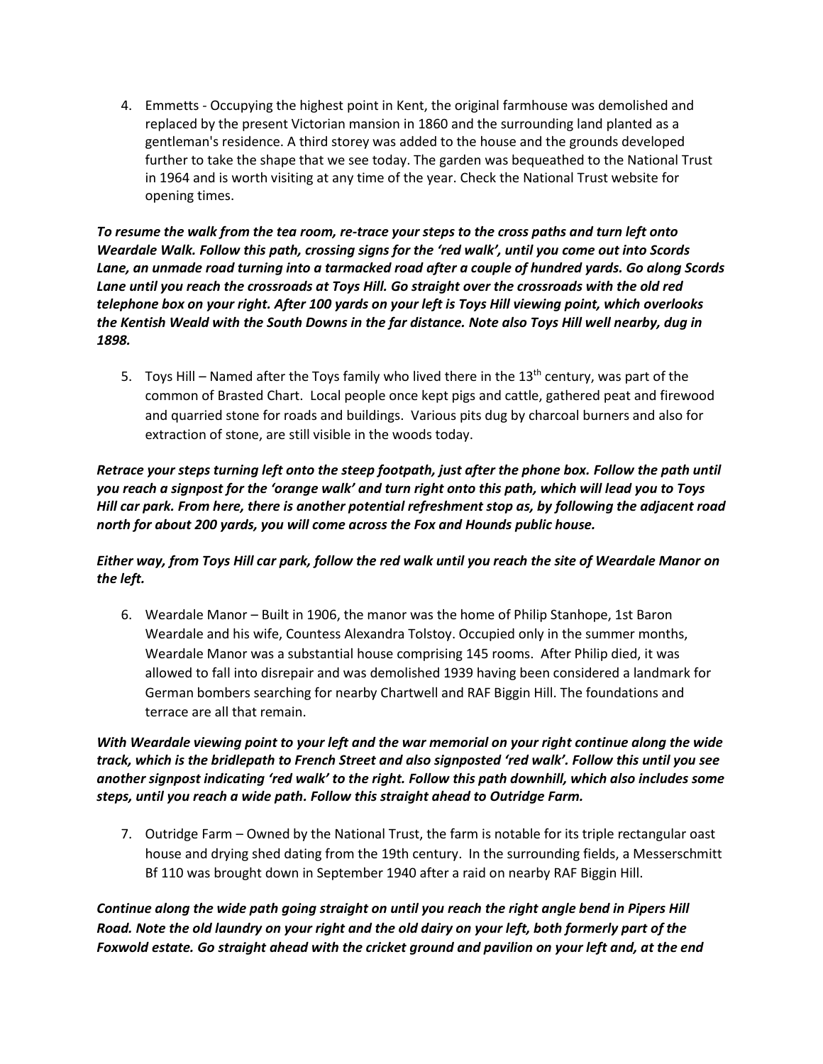4. Emmetts - Occupying the highest point in Kent, the original farmhouse was demolished and replaced by the present Victorian mansion in 1860 and the surrounding land planted as a gentleman's residence. A third storey was added to the house and the grounds developed further to take the shape that we see today. The garden was bequeathed to the National Trust in 1964 and is worth visiting at any time of the year. Check the National Trust website for opening times.

***To resume the walk from the tea room, re-trace your steps to the cross paths and turn left onto Weardale Walk. Follow this path, crossing signs for the 'red walk', until you come out into Scords Lane, an unmade road turning into a tarmacked road after a couple of hundred yards. Go along Scords Lane until you reach the crossroads at Toys Hill. Go straight over the crossroads with the old red telephone box on your right. After 100 yards on your left is Toys Hill viewing point, which overlooks the Kentish Weald with the South Downs in the far distance. Note also Toys Hill well nearby, dug in 1898.***

5. Toys Hill – Named after the Toys family who lived there in the 13th century, was part of the common of Brasted Chart. Local people once kept pigs and cattle, gathered peat and firewood and quarried stone for roads and buildings. Various pits dug by charcoal burners and also for extraction of stone, are still visible in the woods today.

***Retrace your steps turning left onto the steep footpath, just after the phone box. Follow the path until you reach a signpost for the 'orange walk' and turn right onto this path, which will lead you to Toys Hill car park. From here, there is another potential refreshment stop as, by following the adjacent road north for about 200 yards, you will come across the Fox and Hounds public house.***

***Either way, from Toys Hill car park, follow the red walk until you reach the site of Weardale Manor on the left.***

6. Weardale Manor – Built in 1906, the manor was the home of Philip Stanhope, 1st Baron Weardale and his wife, Countess Alexandra Tolstoy. Occupied only in the summer months, Weardale Manor was a substantial house comprising 145 rooms. After Philip died, it was allowed to fall into disrepair and was demolished 1939 having been considered a landmark for German bombers searching for nearby Chartwell and RAF Biggin Hill. The foundations and terrace are all that remain.

***With Weardale viewing point to your left and the war memorial on your right continue along the wide track, which is the bridlepath to French Street and also signposted 'red walk'. Follow this until you see another signpost indicating 'red walk' to the right. Follow this path downhill, which also includes some steps, until you reach a wide path. Follow this straight ahead to Outridge Farm.***

7. Outridge Farm – Owned by the National Trust, the farm is notable for its triple rectangular oast house and drying shed dating from the 19th century. In the surrounding fields, a Messerschmitt Bf 110 was brought down in September 1940 after a raid on nearby RAF Biggin Hill.

***Continue along the wide path going straight on until you reach the right angle bend in Pipers Hill Road. Note the old laundry on your right and the old dairy on your left, both formerly part of the Foxwold estate. Go straight ahead with the cricket ground and pavilion on your left and, at the end***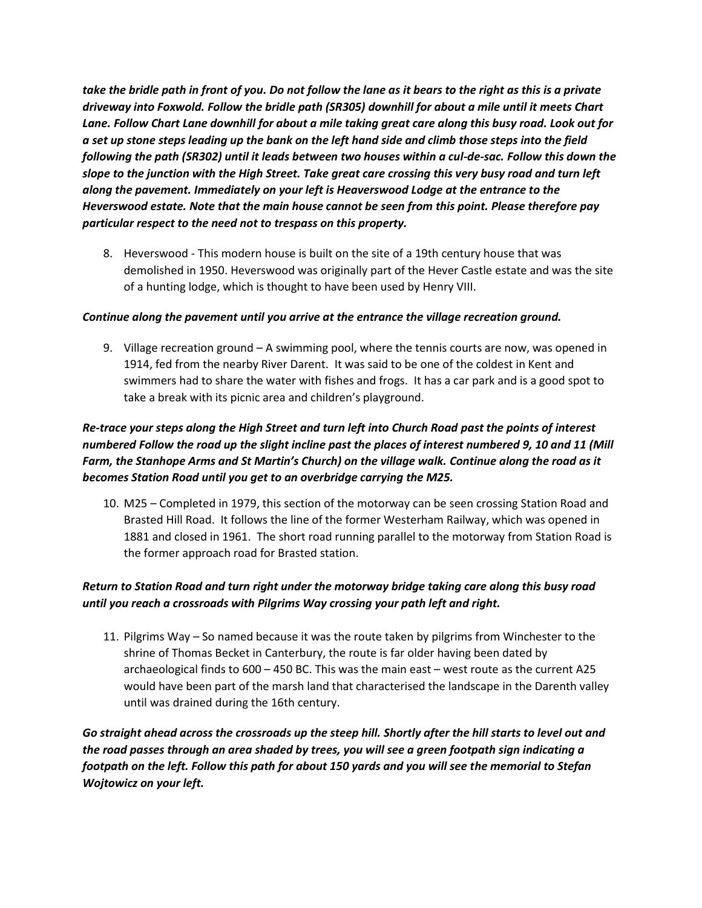***take the bridle path in front of you. Do not follow the lane as it bears to the right as this is a private driveway into Foxwold. Follow the bridle path (SR305) downhill for about a mile until it meets Chart Lane. Follow Chart Lane downhill for about a mile taking great care along this busy road. Look out for a set up stone steps leading up the bank on the left hand side and climb those steps into the field following the path (SR302) until it leads between two houses within a cul-de-sac. Follow this down the slope to the junction with the High Street. Take great care crossing this very busy road and turn left along the pavement. Immediately on your left is Heaverswood Lodge at the entrance to the Heverswood estate. Note that the main house cannot be seen from this point. Please therefore pay particular respect to the need not to trespass on this property.***

8. Heverswood - This modern house is built on the site of a 19th century house that was demolished in 1950. Heverswood was originally part of the Hever Castle estate and was the site of a hunting lodge, which is thought to have been used by Henry VIII.

***Continue along the pavement until you arrive at the entrance the village recreation ground.***

9. Village recreation ground – A swimming pool, where the tennis courts are now, was opened in 1914, fed from the nearby River Darent. It was said to be one of the coldest in Kent and swimmers had to share the water with fishes and frogs. It has a car park and is a good spot to take a break with its picnic area and children's playground.

***Re-trace your steps along the High Street and turn left into Church Road past the points of interest numbered Follow the road up the slight incline past the places of interest numbered 9, 10 and 11 (Mill Farm, the Stanhope Arms and St Martin's Church) on the village walk. Continue along the road as it becomes Station Road until you get to an overbridge carrying the M25.***

10. M25 – Completed in 1979, this section of the motorway can be seen crossing Station Road and Brasted Hill Road. It follows the line of the former Westerham Railway, which was opened in 1881 and closed in 1961. The short road running parallel to the motorway from Station Road is the former approach road for Brasted station.

***Return to Station Road and turn right under the motorway bridge taking care along this busy road until you reach a crossroads with Pilgrims Way crossing your path left and right.***

11. Pilgrims Way – So named because it was the route taken by pilgrims from Winchester to the shrine of Thomas Becket in Canterbury, the route is far older having been dated by archaeological finds to 600 – 450 BC. This was the main east – west route as the current A25 would have been part of the marsh land that characterised the landscape in the Darenth valley until was drained during the 16th century.

***Go straight ahead across the crossroads up the steep hill. Shortly after the hill starts to level out and the road passes through an area shaded by trees, you will see a green footpath sign indicating a footpath on the left. Follow this path for about 150 yards and you will see the memorial to Stefan Wojtowicz on your left.***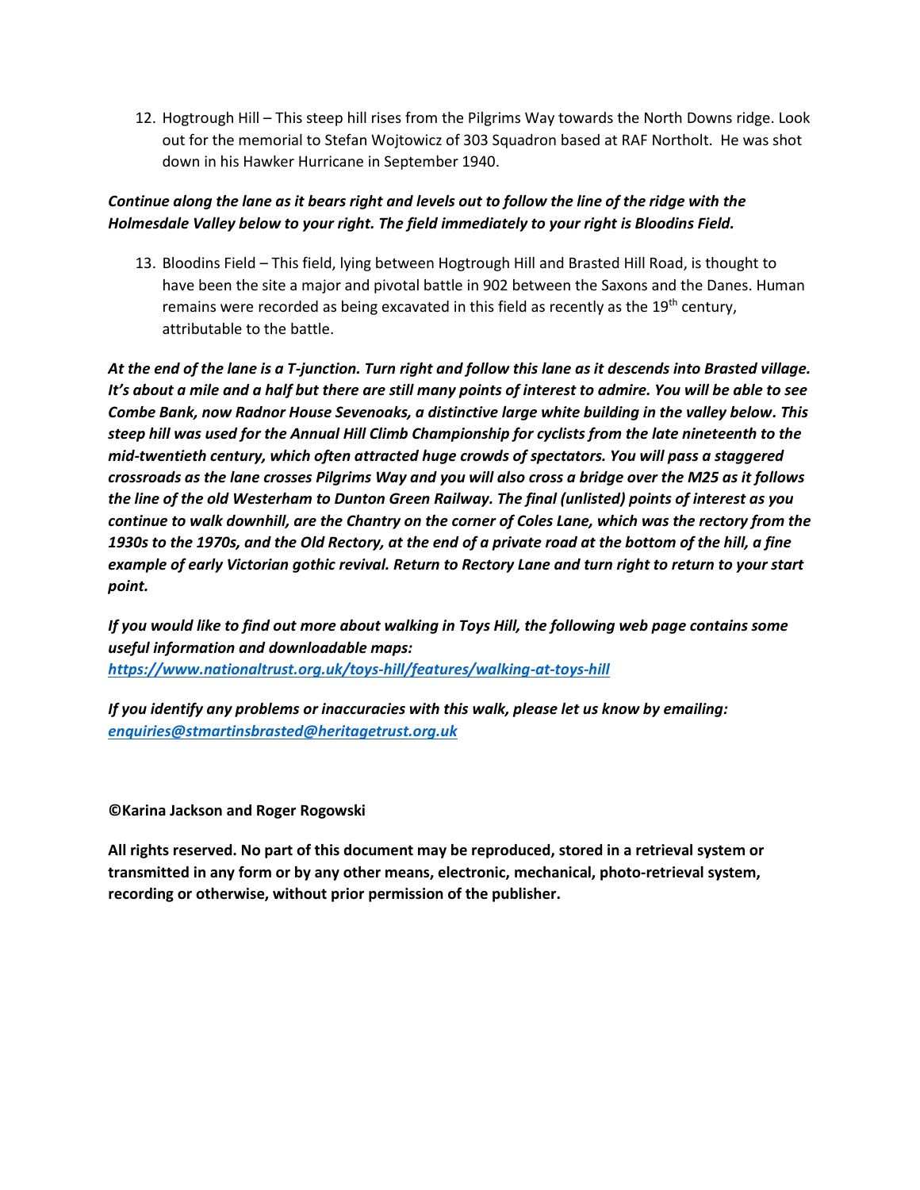12. Hogtrough Hill – This steep hill rises from the Pilgrims Way towards the North Downs ridge. Look out for the memorial to Stefan Wojtowicz of 303 Squadron based at RAF Northolt. He was shot down in his Hawker Hurricane in September 1940.

***Continue along the lane as it bears right and levels out to follow the line of the ridge with the Holmesdale Valley below to your right. The field immediately to your right is Bloodins Field.***

13. Bloodins Field – This field, lying between Hogtrough Hill and Brasted Hill Road, is thought to have been the site a major and pivotal battle in 902 between the Saxons and the Danes. Human remains were recorded as being excavated in this field as recently as the 19th century, attributable to the battle.

***At the end of the lane is a T-junction. Turn right and follow this lane as it descends into Brasted village. It's about a mile and a half but there are still many points of interest to admire. You will be able to see Combe Bank, now Radnor House Sevenoaks, a distinctive large white building in the valley below. This steep hill was used for the Annual Hill Climb Championship for cyclists from the late nineteenth to the mid-twentieth century, which often attracted huge crowds of spectators. You will pass a staggered crossroads as the lane crosses Pilgrims Way and you will also cross a bridge over the M25 as it follows the line of the old Westerham to Dunton Green Railway. The final (unlisted) points of interest as you continue to walk downhill, are the Chantry on the corner of Coles Lane, which was the rectory from the 1930s to the 1970s, and the Old Rectory, at the end of a private road at the bottom of the hill, a fine example of early Victorian gothic revival. Return to Rectory Lane and turn right to return to your start point.***

***If you would like to find out more about walking in Toys Hill, the following web page contains some useful information and downloadable maps:***
***https://www.nationaltrust.org.uk/toys-hill/features/walking-at-toys-hill***

***If you identify any problems or inaccuracies with this walk, please let us know by emailing:***
***enquiries@stmartinsbrasted@heritagetrust.org.uk***

**©Karina Jackson and Roger Rogowski**

**All rights reserved. No part of this document may be reproduced, stored in a retrieval system or transmitted in any form or by any other means, electronic, mechanical, photo-retrieval system, recording or otherwise, without prior permission of the publisher.**